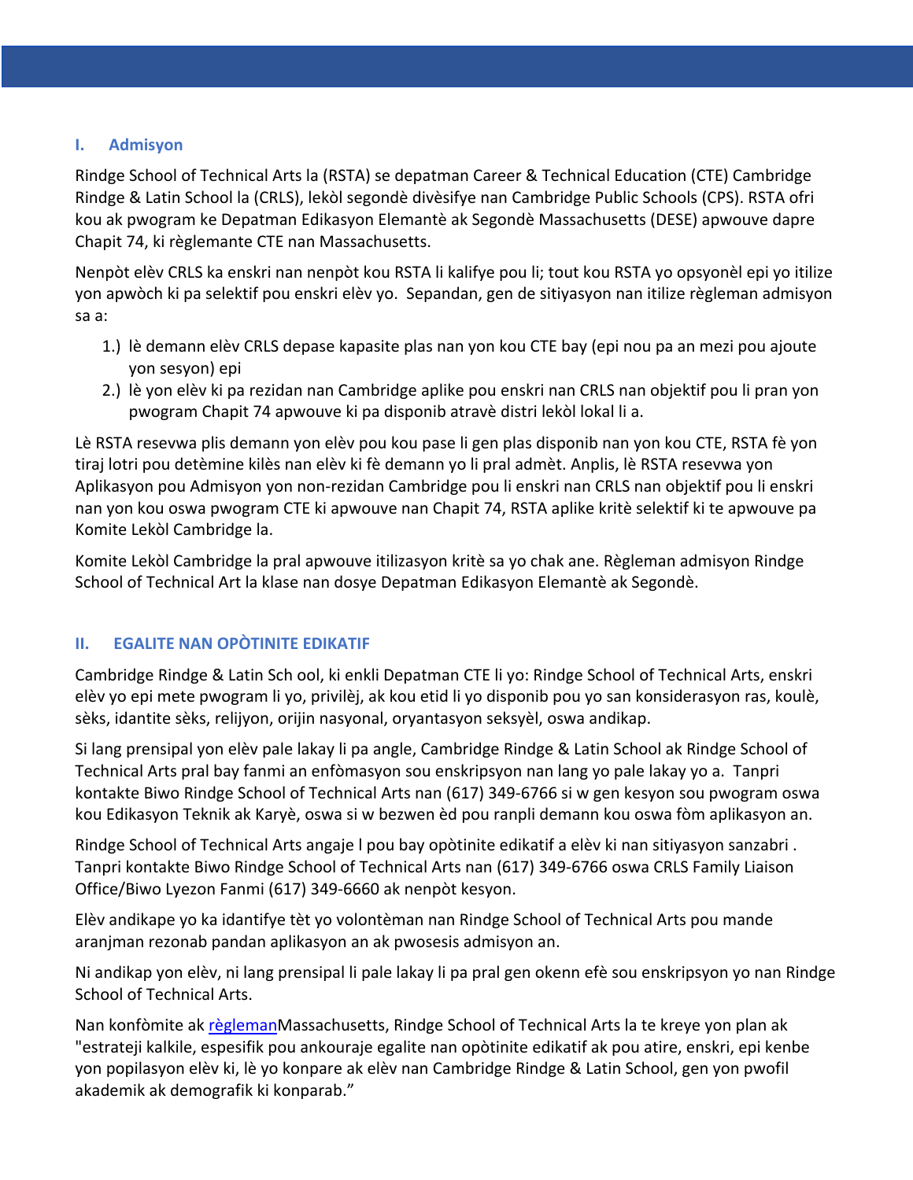## I. Admisyon

Rindge School of Technical Arts la (RSTA) se depatman Career & Technical Education (CTE) Cambridge Rindge & Latin School la (CRLS), lekòl segondè divèsifye nan Cambridge Public Schools (CPS). RSTA ofri kou ak pwogram ke Depatman Edikasyon Elemantè ak Segondè Massachusetts (DESE) apwouve dapre Chapit 74, ki règlemante CTE nan Massachusetts.

Nenpòt elèv CRLS ka enskri nan nenpòt kou RSTA li kalifye pou li; tout kou RSTA yo opsyonèl epi yo itilize yon apwòch ki pa selektif pou enskri elèv yo. Sepandan, gen de sitiyasyon nan itilize règleman admisyon sa a:

1.) lè demann elèv CRLS depase kapasite plas nan yon kou CTE bay (epi nou pa an mezi pou ajoute yon sesyon) epi
2.) lè yon elèv ki pa rezidan nan Cambridge aplike pou enskri nan CRLS nan objektif pou li pran yon pwogram Chapit 74 apwouve ki pa disponib atravè distri lekòl lokal li a.

Lè RSTA resevwa plis demann yon elèv pou kou pase li gen plas disponib nan yon kou CTE, RSTA fè yon tiraj lotri pou detèmine kilès nan elèv ki fè demann yo li pral admèt. Anplis, lè RSTA resevwa yon Aplikasyon pou Admisyon yon non-rezidan Cambridge pou li enskri nan CRLS nan objektif pou li enskri nan yon kou oswa pwogram CTE ki apwouve nan Chapit 74, RSTA aplike kritè selektif ki te apwouve pa Komite Lekòl Cambridge la.

Komite Lekòl Cambridge la pral apwouve itilizasyon kritè sa yo chak ane. Règleman admisyon Rindge School of Technical Art la klase nan dosye Depatman Edikasyon Elemantè ak Segondè.

## II. EGALITE NAN OPÒTINITE EDIKATIF

Cambridge Rindge & Latin Sch ool, ki enkli Depatman CTE li yo: Rindge School of Technical Arts, enskri elèv yo epi mete pwogram li yo, privilèj, ak kou etid li yo disponib pou yo san konsiderasyon ras, koulè, sèks, idantite sèks, relijyon, orijin nasyonal, oryantasyon seksyèl, oswa andikap.

Si lang prensipal yon elèv pale lakay li pa angle, Cambridge Rindge & Latin School ak Rindge School of Technical Arts pral bay fanmi an enfòmasyon sou enskripsyon nan lang yo pale lakay yo a. Tanpri kontakte Biwo Rindge School of Technical Arts nan (617) 349-6766 si w gen kesyon sou pwogram oswa kou Edikasyon Teknik ak Karyè, oswa si w bezwen èd pou ranpli demann kou oswa fòm aplikasyon an.

Rindge School of Technical Arts angaje l pou bay opòtinite edikatif a elèv ki nan sitiyasyon sanzabri . Tanpri kontakte Biwo Rindge School of Technical Arts nan (617) 349-6766 oswa CRLS Family Liaison Office/Biwo Lyezon Fanmi (617) 349-6660 ak nenpòt kesyon.

Elèv andikape yo ka idantifye tèt yo volontèman nan Rindge School of Technical Arts pou mande aranjman rezonab pandan aplikasyon an ak pwosesis admisyon an.

Ni andikap yon elèv, ni lang prensipal li pale lakay li pa pral gen okenn efè sou enskripsyon yo nan Rindge School of Technical Arts.

Nan konfòmite ak règlemanMassachusetts, Rindge School of Technical Arts la te kreye yon plan ak "estrateji kalkile, espesifik pou ankouraje egalite nan opòtinite edikatif ak pou atire, enskri, epi kenbe yon popilasyon elèv ki, lè yo konpare ak elèv nan Cambridge Rindge & Latin School, gen yon pwofil akademik ak demografik ki konparab."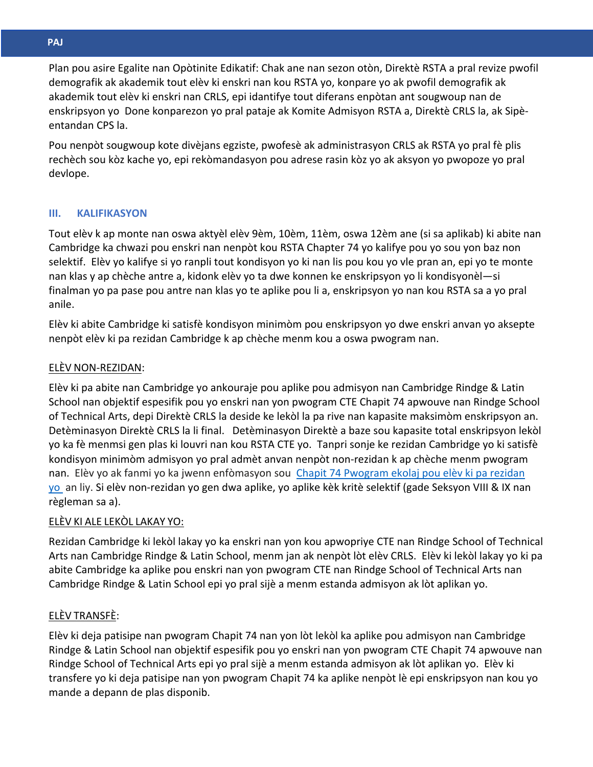Plan pou asire Egalite nan Opòtinite Edikatif: Chak ane nan sezon otòn, Direktè RSTA a pral revize pwofil demografik ak akademik tout elèv ki enskri nan kou RSTA yo, konpare yo ak pwofil demografik ak akademik tout elèv ki enskri nan CRLS, epi idantifye tout diferans enpòtan ant sougwoup nan de enskripsyon yo  Done konparezon yo pral pataje ak Komite Admisyon RSTA a, Direktè CRLS la, ak Sipè-entandan CPS la.

Pou nenpòt sougwoup kote divèjans egziste, pwofesè ak administrasyon CRLS ak RSTA yo pral fè plis rechèch sou kòz kache yo, epi rekòmandasyon pou adrese rasin kòz yo ak aksyon yo pwopoze yo pral devlope.

## III. KALIFIKASYON

Tout elèv k ap monte nan oswa aktyèl elèv 9èm, 10èm, 11èm, oswa 12èm ane (si sa aplikab) ki abite nan Cambridge ka chwazi pou enskri nan nenpòt kou RSTA Chapter 74 yo kalifye pou yo sou yon baz non selektif.  Elèv yo kalifye si yo ranpli tout kondisyon yo ki nan lis pou kou yo vle pran an, epi yo te monte nan klas y ap chèche antre a, kidonk elèv yo ta dwe konnen ke enskripsyon yo li kondisyonèl—si finalman yo pa pase pou antre nan klas yo te aplike pou li a, enskripsyon yo nan kou RSTA sa a yo pral anile.

Elèv ki abite Cambridge ki satisfè kondisyon minimòm pou enskripsyon yo dwe enskri anvan yo aksepte nenpòt elèv ki pa rezidan Cambridge k ap chèche menm kou a oswa pwogram nan.

ELÈV NON-REZIDAN:

Elèv ki pa abite nan Cambridge yo ankouraje pou aplike pou admisyon nan Cambridge Rindge & Latin School nan objektif espesifik pou yo enskri nan yon pwogram CTE Chapit 74 apwouve nan Rindge School of Technical Arts, depi Direktè CRLS la deside ke lekòl la pa rive nan kapasite maksimòm enskripsyon an. Detèminasyon Direktè CRLS la li final.   Detèminasyon Direktè a baze sou kapasite total enskripsyon lekòl yo ka fè menmsi gen plas ki louvri nan kou RSTA CTE yo.  Tanpri sonje ke rezidan Cambridge yo ki satisfè kondisyon minimòm admisyon yo pral admèt anvan nenpòt non-rezidan k ap chèche menm pwogram nan.  Elèv yo ak fanmi yo ka jwenn enfòmasyon sou [Chapit 74 Pwogram ekolaj pou elèv ki pa rezidan yo](#) an liy. Si elèv non-rezidan yo gen dwa aplike, yo aplike kèk kritè selektif (gade Seksyon VIII & IX nan règleman sa a).

ELÈV KI ALE LEKÒL LAKAY YO:

Rezidan Cambridge ki lekòl lakay yo ka enskri nan yon kou apwopriye CTE nan Rindge School of Technical Arts nan Cambridge Rindge & Latin School, menm jan ak nenpòt lòt elèv CRLS.  Elèv ki lekòl lakay yo ki pa abite Cambridge ka aplike pou enskri nan yon pwogram CTE nan Rindge School of Technical Arts nan Cambridge Rindge & Latin School epi yo pral sijè a menm estanda admisyon ak lòt aplikan yo.

ELÈV TRANSFÈ:

Elèv ki deja patisipe nan pwogram Chapit 74 nan yon lòt lekòl ka aplike pou admisyon nan Cambridge Rindge & Latin School nan objektif espesifik pou yo enskri nan yon pwogram CTE Chapit 74 apwouve nan Rindge School of Technical Arts epi yo pral sijè a menm estanda admisyon ak lòt aplikan yo.  Elèv ki transfere yo ki deja patisipe nan yon pwogram Chapit 74 ka aplike nenpòt lè epi enskripsyon nan kou yo mande a depann de plas disponib.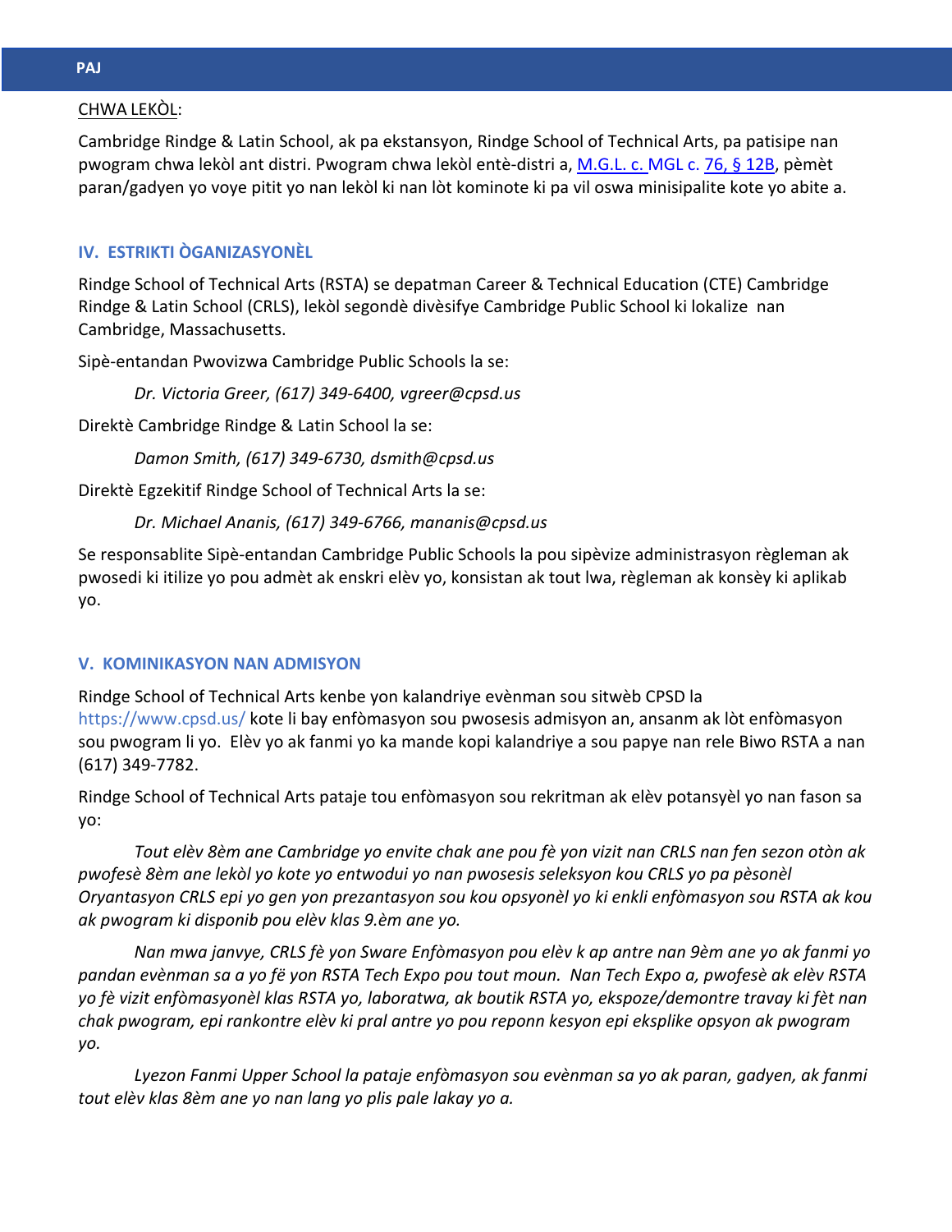CHWA LEKÒL:

Cambridge Rindge & Latin School, ak pa ekstansyon, Rindge School of Technical Arts, pa patisipe nan pwogram chwa lekòl ant distri. Pwogram chwa lekòl entè-distri a, M.G.L. c. MGL c. 76, § 12B, pèmèt paran/gadyen yo voye pitit yo nan lekòl ki nan lòt kominote ki pa vil oswa minisipalite kote yo abite a.

## IV. ESTRIKTI ÒGANIZASYONÈL

Rindge School of Technical Arts (RSTA) se depatman Career & Technical Education (CTE) Cambridge Rindge & Latin School (CRLS), lekòl segondè divèsifye Cambridge Public School ki lokalize nan Cambridge, Massachusetts.

Sipè-entandan Pwovizwa Cambridge Public Schools la se:

*Dr. Victoria Greer, (617) 349-6400, vgreer@cpsd.us*

Direktè Cambridge Rindge & Latin School la se:

*Damon Smith, (617) 349-6730, dsmith@cpsd.us*

Direktè Egzekitif Rindge School of Technical Arts la se:

*Dr. Michael Ananis, (617) 349-6766, mananis@cpsd.us*

Se responsablite Sipè-entandan Cambridge Public Schools la pou sipèvize administrasyon règleman ak pwosedi ki itilize yo pou admèt ak enskri elèv yo, konsistan ak tout lwa, règleman ak konsèy ki aplikab yo.

## V. KOMINIKASYON NAN ADMISYON

Rindge School of Technical Arts kenbe yon kalandriye evènman sou sitwèb CPSD la https://www.cpsd.us/ kote li bay enfòmasyon sou pwosesis admisyon an, ansanm ak lòt enfòmasyon sou pwogram li yo. Elèv yo ak fanmi yo ka mande kopi kalandriye a sou papye nan rele Biwo RSTA a nan (617) 349-7782.

Rindge School of Technical Arts pataje tou enfòmasyon sou rekritman ak elèv potansyèl yo nan fason sa yo:

*Tout elèv 8èm ane Cambridge yo envite chak ane pou fè yon vizit nan CRLS nan fen sezon otòn ak pwofesè 8èm ane lekòl yo kote yo entwodui yo nan pwosesis seleksyon kou CRLS yo pa pèsonèl Oryantasyon CRLS epi yo gen yon prezantasyon sou kou opsyonèl yo ki enkli enfòmasyon sou RSTA ak kou ak pwogram ki disponib pou elèv klas 9.èm ane yo.*

*Nan mwa janvye, CRLS fè yon Sware Enfòmasyon pou elèv k ap antre nan 9èm ane yo ak fanmi yo pandan evènman sa a yo fè yon RSTA Tech Expo pou tout moun. Nan Tech Expo a, pwofesè ak elèv RSTA yo fè vizit enfòmasyonèl klas RSTA yo, laboratwa, ak boutik RSTA yo, ekspoze/demontre travay ki fèt nan chak pwogram, epi rankontre elèv ki pral antre yo pou reponn kesyon epi eksplike opsyon ak pwogram yo.*

*Lyezon Fanmi Upper School la pataje enfòmasyon sou evènman sa yo ak paran, gadyen, ak fanmi tout elèv klas 8èm ane yo nan lang yo plis pale lakay yo a.*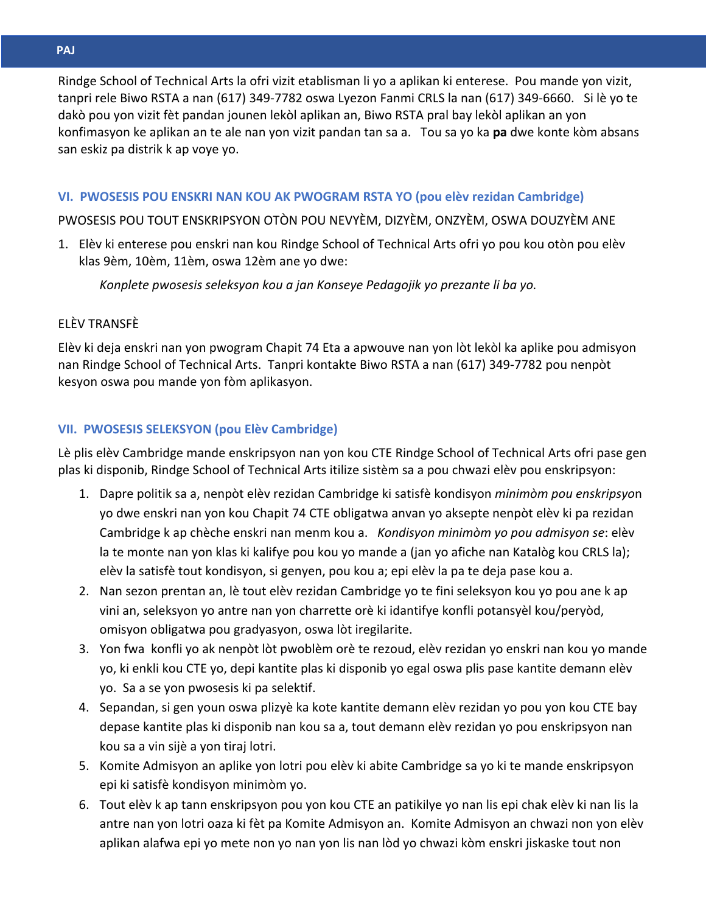Rindge School of Technical Arts la ofri vizit etablisman li yo a aplikan ki enterese. Pou mande yon vizit, tanpri rele Biwo RSTA a nan (617) 349-7782 oswa Lyezon Fanmi CRLS la nan (617) 349-6660. Si lè yo te dakò pou yon vizit fèt pandan jounen lekòl aplikan an, Biwo RSTA pral bay lekòl aplikan an yon konfimasyon ke aplikan an te ale nan yon vizit pandan tan sa a. Tou sa yo ka **pa** dwe konte kòm absans san eskiz pa distrik k ap voye yo.

## VI. PWOSESIS POU ENSKRI NAN KOU AK PWOGRAM RSTA YO (pou elèv rezidan Cambridge)

PWOSESIS POU TOUT ENSKRIPSYON OTÒN POU NEVYÈM, DIZYÈM, ONZYÈM, OSWA DOUZYÈM ANE

1. Elèv ki enterese pou enskri nan kou Rindge School of Technical Arts ofri yo pou kou otòn pou elèv klas 9èm, 10èm, 11èm, oswa 12èm ane yo dwe:

   *Konplete pwosesis seleksyon kou a jan Konseye Pedagojik yo prezante li ba yo.*

ELÈV TRANSFÈ

Elèv ki deja enskri nan yon pwogram Chapit 74 Eta a apwouve nan yon lòt lekòl ka aplike pou admisyon nan Rindge School of Technical Arts. Tanpri kontakte Biwo RSTA a nan (617) 349-7782 pou nenpòt kesyon oswa pou mande yon fòm aplikasyon.

## VII. PWOSESIS SELEKSYON (pou Elèv Cambridge)

Lè plis elèv Cambridge mande enskripsyon nan yon kou CTE Rindge School of Technical Arts ofri pase gen plas ki disponib, Rindge School of Technical Arts itilize sistèm sa a pou chwazi elèv pou enskripsyon:

1. Dapre politik sa a, nenpòt elèv rezidan Cambridge ki satisfè kondisyon *minimòm pou enskripsyo*n yo dwe enskri nan yon kou Chapit 74 CTE obligatwa anvan yo aksepte nenpòt elèv ki pa rezidan Cambridge k ap chèche enskri nan menm kou a. *Kondisyon minimòm yo pou admisyon se*: elèv la te monte nan yon klas ki kalifye pou kou yo mande a (jan yo afiche nan Katalòg kou CRLS la); elèv la satisfè tout kondisyon, si genyen, pou kou a; epi elèv la pa te deja pase kou a.
2. Nan sezon prentan an, lè tout elèv rezidan Cambridge yo te fini seleksyon kou yo pou ane k ap vini an, seleksyon yo antre nan yon charrette orè ki idantifye konfli potansyèl kou/peryòd, omisyon obligatwa pou gradyasyon, oswa lòt iregilarite.
3. Yon fwa konfli yo ak nenpòt lòt pwoblèm orè te rezoud, elèv rezidan yo enskri nan kou yo mande yo, ki enkli kou CTE yo, depi kantite plas ki disponib yo egal oswa plis pase kantite demann elèv yo. Sa a se yon pwosesis ki pa selektif.
4. Sepandan, si gen youn oswa plizyè ka kote kantite demann elèv rezidan yo pou yon kou CTE bay depase kantite plas ki disponib nan kou sa a, tout demann elèv rezidan yo pou enskripsyon nan kou sa a vin sijè a yon tiraj lotri.
5. Komite Admisyon an aplike yon lotri pou elèv ki abite Cambridge sa yo ki te mande enskripsyon epi ki satisfè kondisyon minimòm yo.
6. Tout elèv k ap tann enskripsyon pou yon kou CTE an patikilye yo nan lis epi chak elèv ki nan lis la antre nan yon lotri oaza ki fèt pa Komite Admisyon an. Komite Admisyon an chwazi non yon elèv aplikan alafwa epi yo mete non yo nan yon lis nan lòd yo chwazi kòm enskri jiskaske tout non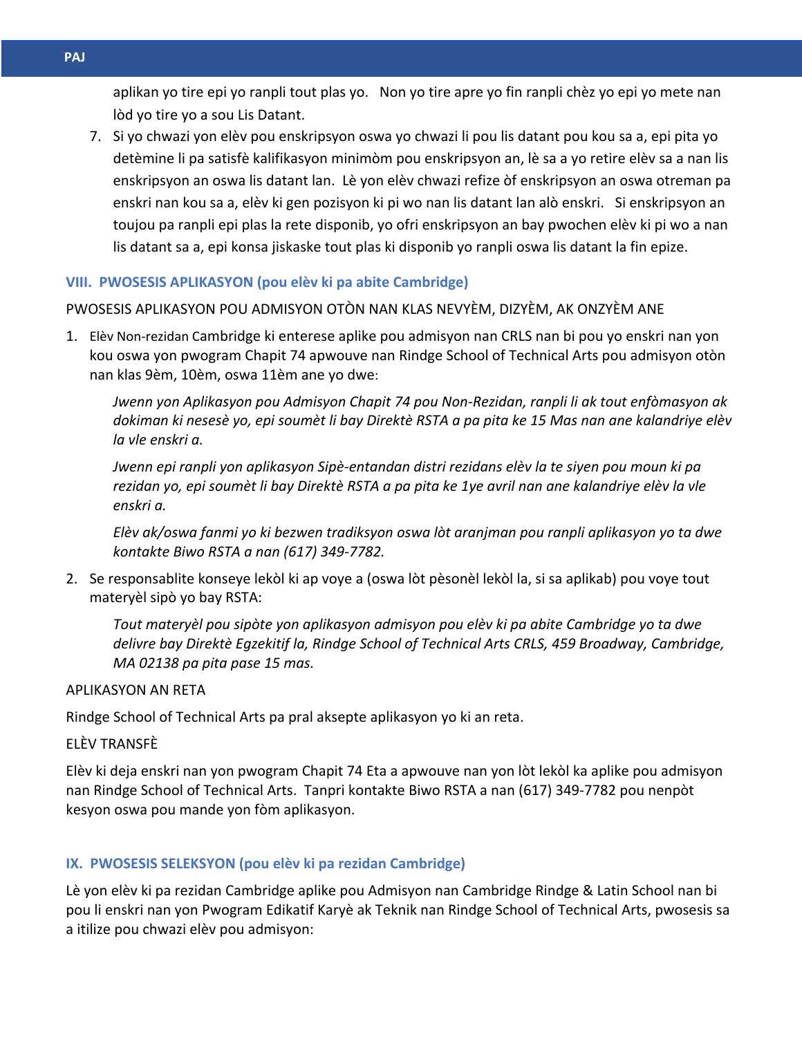aplikan yo tire epi yo ranpli tout plas yo. Non yo tire apre yo fin ranpli chèz yo epi yo mete nan lòd yo tire yo a sou Lis Datant.

7. Si yo chwazi yon elèv pou enskripsyon oswa yo chwazi li pou lis datant pou kou sa a, epi pita yo detèmine li pa satisfè kalifikasyon minimòm pou enskripsyon an, lè sa a yo retire elèv sa a nan lis enskripsyon an oswa lis datant lan. Lè yon elèv chwazi refize òf enskripsyon an oswa otreman pa enskri nan kou sa a, elèv ki gen pozisyon ki pi wo nan lis datant lan alò enskri. Si enskripsyon an toujou pa ranpli epi plas la rete disponib, yo ofri enskripsyon an bay pwochen elèv ki pi wo a nan lis datant sa a, epi konsa jiskaske tout plas ki disponib yo ranpli oswa lis datant la fin epize.

## VIII. PWOSESIS APLIKASYON (pou elèv ki pa abite Cambridge)

PWOSESIS APLIKASYON POU ADMISYON OTÒN NAN KLAS NEVYÈM, DIZYÈM, AK ONZYÈM ANE

1. Elèv Non-rezidan Cambridge ki enterese aplike pou admisyon nan CRLS nan bi pou yo enskri nan yon kou oswa yon pwogram Chapit 74 apwouve nan Rindge School of Technical Arts pou admisyon otòn nan klas 9èm, 10èm, oswa 11èm ane yo dwe:

   *Jwenn yon Aplikasyon pou Admisyon Chapit 74 pou Non-Rezidan, ranpli li ak tout enfòmasyon ak dokiman ki nesesè yo, epi soumèt li bay Direktè RSTA a pa pita ke 15 Mas nan ane kalandriye elèv la vle enskri a.*

   *Jwenn epi ranpli yon aplikasyon Sipè-entandan distri rezidans elèv la te siyen pou moun ki pa rezidan yo, epi soumèt li bay Direktè RSTA a pa pita ke 1ye avril nan ane kalandriye elèv la vle enskri a.*

   *Elèv ak/oswa fanmi yo ki bezwen tradiksyon oswa lòt aranjman pou ranpli aplikasyon yo ta dwe kontakte Biwo RSTA a nan (617) 349-7782.*

2. Se responsablite konseye lekòl ki ap voye a (oswa lòt pèsonèl lekòl la, si sa aplikab) pou voye tout materyèl sipò yo bay RSTA:

   *Tout materyèl pou sipòte yon aplikasyon admisyon pou elèv ki pa abite Cambridge yo ta dwe delivre bay Direktè Egzekitif la, Rindge School of Technical Arts CRLS, 459 Broadway, Cambridge, MA 02138 pa pita pase 15 mas.*

APLIKASYON AN RETA

Rindge School of Technical Arts pa pral aksepte aplikasyon yo ki an reta.

ELÈV TRANSFÈ

Elèv ki deja enskri nan yon pwogram Chapit 74 Eta a apwouve nan yon lòt lekòl ka aplike pou admisyon nan Rindge School of Technical Arts. Tanpri kontakte Biwo RSTA a nan (617) 349-7782 pou nenpòt kesyon oswa pou mande yon fòm aplikasyon.

## IX. PWOSESIS SELEKSYON (pou elèv ki pa rezidan Cambridge)

Lè yon elèv ki pa rezidan Cambridge aplike pou Admisyon nan Cambridge Rindge & Latin School nan bi pou li enskri nan yon Pwogram Edikatif Karyè ak Teknik nan Rindge School of Technical Arts, pwosesis sa a itilize pou chwazi elèv pou admisyon: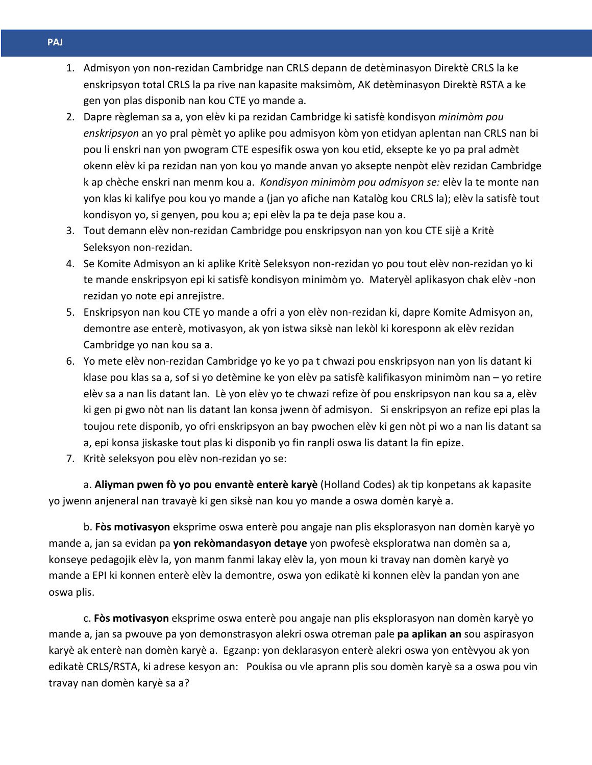1. Admisyon yon non-rezidan Cambridge nan CRLS depann de detèminasyon Direktè CRLS la ke enskripsyon total CRLS la pa rive nan kapasite maksimòm, AK detèminasyon Direktè RSTA a ke gen yon plas disponib nan kou CTE yo mande a.
2. Dapre règleman sa a, yon elèv ki pa rezidan Cambridge ki satisfè kondisyon *minimòm pou enskripsyon* an yo pral pèmèt yo aplike pou admisyon kòm yon etidyan aplentan nan CRLS nan bi pou li enskri nan yon pwogram CTE espesifik oswa yon kou etid, eksepte ke yo pa pral admèt okenn elèv ki pa rezidan nan yon kou yo mande anvan yo aksepte nenpòt elèv rezidan Cambridge k ap chèche enskri nan menm kou a. *Kondisyon minimòm pou admisyon se:* elèv la te monte nan yon klas ki kalifye pou kou yo mande a (jan yo afiche nan Katalòg kou CRLS la); elèv la satisfè tout kondisyon yo, si genyen, pou kou a; epi elèv la pa te deja pase kou a.
3. Tout demann elèv non-rezidan Cambridge pou enskripsyon nan yon kou CTE sijè a Kritè Seleksyon non-rezidan.
4. Se Komite Admisyon an ki aplike Kritè Seleksyon non-rezidan yo pou tout elèv non-rezidan yo ki te mande enskripsyon epi ki satisfè kondisyon minimòm yo. Materyèl aplikasyon chak elèv -non rezidan yo note epi anrejistre.
5. Enskripsyon nan kou CTE yo mande a ofri a yon elèv non-rezidan ki, dapre Komite Admisyon an, demontre ase enterè, motivasyon, ak yon istwa siksè nan lekòl ki koresponn ak elèv rezidan Cambridge yo nan kou sa a.
6. Yo mete elèv non-rezidan Cambridge yo ke yo pa t chwazi pou enskripsyon nan yon lis datant ki klase pou klas sa a, sof si yo detèmine ke yon elèv pa satisfè kalifikasyon minimòm nan – yo retire elèv sa a nan lis datant lan. Lè yon elèv yo te chwazi refize òf pou enskripsyon nan kou sa a, elèv ki gen pi gwo nòt nan lis datant lan konsa jwenn òf admisyon. Si enskripsyon an refize epi plas la toujou rete disponib, yo ofri enskripsyon an bay pwochen elèv ki gen nòt pi wo a nan lis datant sa a, epi konsa jiskaske tout plas ki disponib yo fin ranpli oswa lis datant la fin epize.
7. Kritè seleksyon pou elèv non-rezidan yo se:

a. **Aliyman pwen fò yo pou envantè enterè karyè** (Holland Codes) ak tip konpetans ak kapasite yo jwenn anjeneral nan travayè ki gen siksè nan kou yo mande a oswa domèn karyè a.

b. **Fòs motivasyon** eksprime oswa enterè pou angaje nan plis eksplorasyon nan domèn karyè yo mande a, jan sa evidan pa **yon rekòmandasyon detaye** yon pwofesè eksploratwa nan domèn sa a, konseye pedagojik elèv la, yon manm fanmi lakay elèv la, yon moun ki travay nan domèn karyè yo mande a EPI ki konnen enterè elèv la demontre, oswa yon edikatè ki konnen elèv la pandan yon ane oswa plis.

c. **Fòs motivasyon** eksprime oswa enterè pou angaje nan plis eksplorasyon nan domèn karyè yo mande a, jan sa pwouve pa yon demonstrasyon alekri oswa otreman pale **pa aplikan an** sou aspirasyon karyè ak enterè nan domèn karyè a. Egzanp: yon deklarasyon enterè alekri oswa yon entèvyou ak yon edikatè CRLS/RSTA, ki adrese kesyon an: Poukisa ou vle aprann plis sou domèn karyè sa a oswa pou vin travay nan domèn karyè sa a?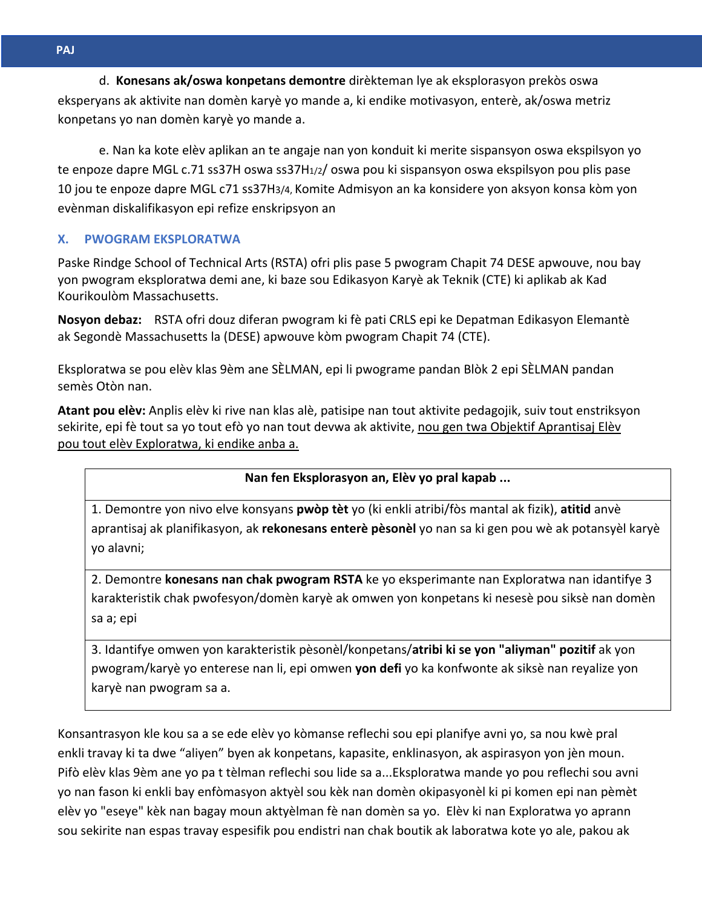d. **Konesans ak/oswa konpetans demontre** dirèkteman lye ak eksplorasyon prekòs oswa eksperyans ak aktivite nan domèn karyè yo mande a, ki endike motivasyon, enterè, ak/oswa metriz konpetans yo nan domèn karyè yo mande a.

e. Nan ka kote elèv aplikan an te angaje nan yon konduit ki merite sispansyon oswa ekspilsyon yo te enpoze dapre MGL c.71 ss37H oswa ss37H1/2/ oswa pou ki sispansyon oswa ekspilsyon pou plis pase 10 jou te enpoze dapre MGL c71 ss37H3/4, Komite Admisyon an ka konsidere yon aksyon konsa kòm yon evènman diskalifikasyon epi refize enskripsyon an

## X. PWOGRAM EKSPLORATWA

Paske Rindge School of Technical Arts (RSTA) ofri plis pase 5 pwogram Chapit 74 DESE apwouve, nou bay yon pwogram eksploratwa demi ane, ki baze sou Edikasyon Karyè ak Teknik (CTE) ki aplikab ak Kad Kourikoulòm Massachusetts.

**Nosyon debaz:** RSTA ofri douz diferan pwogram ki fè pati CRLS epi ke Depatman Edikasyon Elemantè ak Segondè Massachusetts la (DESE) apwouve kòm pwogram Chapit 74 (CTE).

Eksploratwa se pou elèv klas 9èm ane SÈLMAN, epi li pwograme pandan Blòk 2 epi SÈLMAN pandan semès Otòn nan.

**Atant pou elèv:** Anplis elèv ki rive nan klas alè, patisipe nan tout aktivite pedagojik, suiv tout enstriksyon sekirite, epi fè tout sa yo tout efò yo nan tout devwa ak aktivite, nou gen twa Objektif Aprantisaj Elèv pou tout elèv Exploratwa, ki endike anba a.

| Nan fen Eksplorasyon an, Elèv yo pral kapab ... |
|---|
| 1. Demontre yon nivo elve konsyans **pwòp tèt** yo (ki enkli atribi/fòs mantal ak fizik), **atitid** anvè aprantisaj ak planifikasyon, ak **rekonesans enterè pèsonèl** yo nan sa ki gen pou wè ak potansyèl karyè yo alavni; |
| 2. Demontre **konesans nan chak pwogram RSTA** ke yo eksperimante nan Exploratwa nan idantifye 3 karakteristik chak pwofesyon/domèn karyè ak omwen yon konpetans ki nesesè pou siksè nan domèn sa a; epi |
| 3. Idantifye omwen yon karakteristik pèsonèl/konpetans/**atribi ki se yon "aliyman" pozitif** ak yon pwogram/karyè yo enterese nan li, epi omwen **yon defi** yo ka konfwonte ak siksè nan reyalize yon karyè nan pwogram sa a. |

Konsantrasyon kle kou sa a se ede elèv yo kòmanse reflechi sou epi planifye avni yo, sa nou kwè pral enkli travay ki ta dwe "aliyen" byen ak konpetans, kapasite, enklinasyon, ak aspirasyon yon jèn moun. Pifò elèv klas 9èm ane yo pa t tèlman reflechi sou lide sa a...Eksploratwa mande yo pou reflechi sou avni yo nan fason ki enkli bay enfòmasyon aktyèl sou kèk nan domèn okipasyonèl ki pi komen epi nan pèmèt elèv yo "eseye" kèk nan bagay moun aktyèlman fè nan domèn sa yo. Elèv ki nan Exploratwa yo aprann sou sekirite nan espas travay espesifik pou endistri nan chak boutik ak laboratwa kote yo ale, pakou ak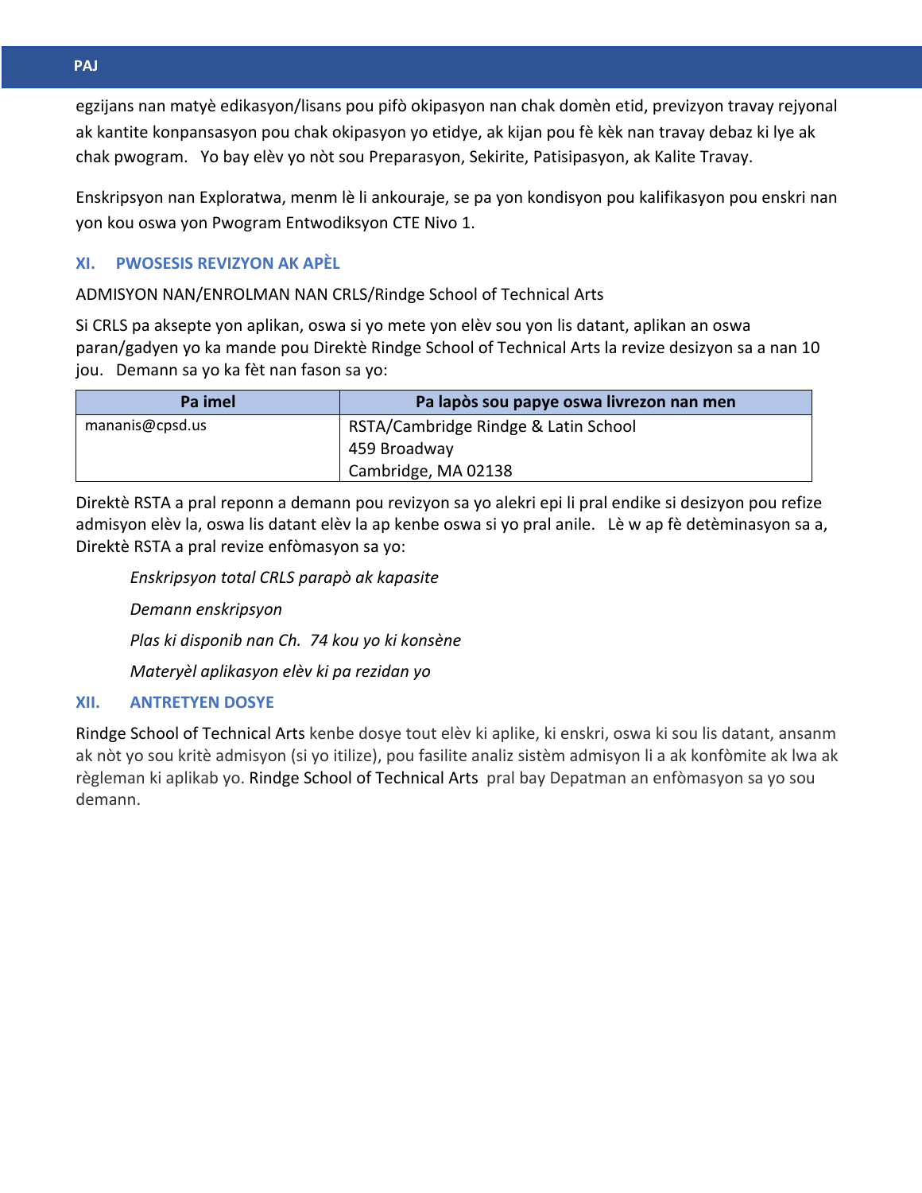egzijans nan matyè edikasyon/lisans pou pifò okipasyon nan chak domèn etid, previzyon travay rejyonal ak kantite konpansasyon pou chak okipasyon yo etidye, ak kijan pou fè kèk nan travay debaz ki lye ak chak pwogram. Yo bay elèv yo nòt sou Preparasyon, Sekirite, Patisipasyon, ak Kalite Travay.

Enskripsyon nan Exploratwa, menm lè li ankouraje, se pa yon kondisyon pou kalifikasyon pou enskri nan yon kou oswa yon Pwogram Entwodiksyon CTE Nivo 1.

## XI. PWOSESIS REVIZYON AK APÈL

ADMISYON NAN/ENROLMAN NAN CRLS/Rindge School of Technical Arts

Si CRLS pa aksepte yon aplikan, oswa si yo mete yon elèv sou yon lis datant, aplikan an oswa paran/gadyen yo ka mande pou Direktè Rindge School of Technical Arts la revize desizyon sa a nan 10 jou. Demann sa yo ka fèt nan fason sa yo:

| Pa imel | Pa lapòs sou papye oswa livrezon nan men |
|---|---|
| manani s@cpsd.us | RTSA/Cambridge Rindge & Latin School<br>459 Broadway<br>Cambridge, MA 02138 |

Direktè RSTA a pral reponn a demann pou revizyon sa yo alekri epi li pral endike si desizyon pou refize admisyon elèv la, oswa lis datant elèv la ap kenbe oswa si yo pral anile. Lè w ap fè detèminasyon sa a, Direktè RSTA a pral revize enfòmasyon sa yo:

*Enskripsyon total CRLS parapò ak kapasite*

*Demann enskripsyon*

*Plas ki disponib nan Ch. 74 kou yo ki konsène*

*Materyèl aplikasyon elèv ki pa rezidan yo*

## XII. ANTRETYEN DOSYE

Rindge School of Technical Arts kenbe dosye tout elèv ki aplike, ki enskri, oswa ki sou lis datant, ansanm ak nòt yo sou kritè admisyon (si yo itilize), pou fasilite analiz sistèm admisyon li a ak konfòmite ak lwa ak règleman ki aplikab yo. Rindge School of Technical Arts pral bay Depatman an enfòmasyon sa yo sou demann.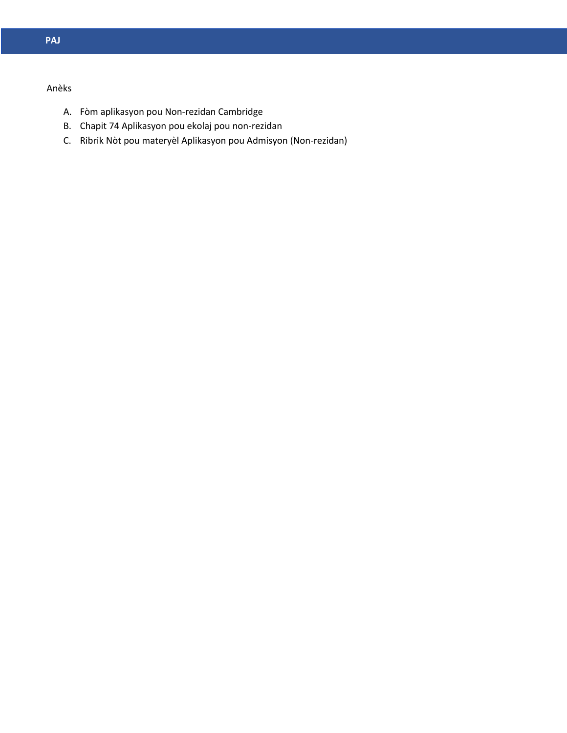**PAJ**

Anèks

A. Fòm aplikasyon pou Non-rezidan Cambridge
B. Chapit 74 Aplikasyon pou ekolaj pou non-rezidan
C. Ribrik Nòt pou materyèl Aplikasyon pou Admisyon (Non-rezidan)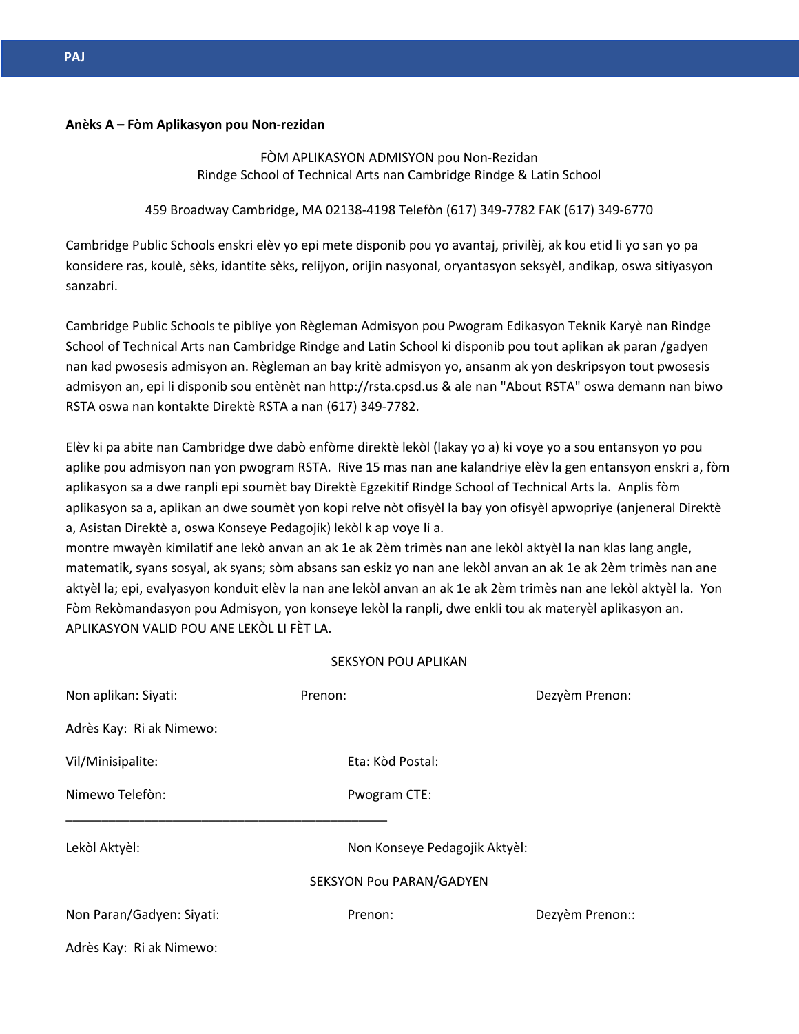**Anèks A – Fòm Aplikasyon pou Non-rezidan**

FÒM APLIKASYON ADMISYON pou Non-Rezidan
Rindge School of Technical Arts nan Cambridge Rindge & Latin School

459 Broadway Cambridge, MA 02138-4198 Telefòn (617) 349-7782 FAK (617) 349-6770

Cambridge Public Schools enskri elèv yo epi mete disponib pou yo avantaj, privilèj, ak kou etid li yo san yo pa konsidere ras, koulè, sèks, idantite sèks, relijyon, orijin nasyonal, oryantasyon seksyèl, andikap, oswa sitiyasyon sanzabri.

Cambridge Public Schools te pibliye yon Règleman Admisyon pou Pwogram Edikasyon Teknik Karyè nan Rindge School of Technical Arts nan Cambridge Rindge and Latin School ki disponib pou tout aplikan ak paran /gadyen nan kad pwosesis admisyon an. Règleman an bay kritè admisyon yo, ansanm ak yon deskripsyon tout pwosesis admisyon an, epi li disponib sou entènèt nan http://rsta.cpsd.us & ale nan "About RSTA" oswa demann nan biwo RSTA oswa nan kontakte Direktè RSTA a nan (617) 349-7782.

Elèv ki pa abite nan Cambridge dwe dabò enfòme direktè lekòl (lakay yo a) ki voye yo a sou entansyon yo pou aplike pou admisyon nan yon pwogram RSTA. Rive 15 mas nan ane kalandriye elèv la gen entansyon enskri a, fòm aplikasyon sa a dwe ranpli epi soumèt bay Direktè Egzekitif Rindge School of Technical Arts la. Anplis fòm aplikasyon sa a, aplikan an dwe soumèt yon kopi relve nòt ofisyèl la bay yon ofisyèl apwopriye (anjeneral Direktè a, Asistan Direktè a, oswa Konseye Pedagojik) lekòl k ap voye li a.
montre mwayèn kimilatif ane lekò anvan an ak 1e ak 2èm trimès nan ane lekòl aktyèl la nan klas lang angle, matematik, syans sosyal, ak syans; sòm absans san eskiz yo nan ane lekòl anvan an ak 1e ak 2èm trimès nan ane aktyèl la; epi, evalyasyon konduit elèv la nan ane lekòl anvan an ak 1e ak 2èm trimès nan ane lekòl aktyèl la. Yon Fòm Rekòmandasyon pou Admisyon, yon konseye lekòl la ranpli, dwe enkli tou ak materyèl aplikasyon an. APLIKASYON VALID POU ANE LEKÒL LI FÈT LA.

SEKSYON POU APLIKAN

Non aplikan: Siyati: Prenon: Dezyèm Prenon:

Adrès Kay: Ri ak Nimewo:

Vil/Minisipalite: Eta: Kòd Postal:

Nimewo Telefòn: Pwogram CTE:

_______________________________________________

Lekòl Aktyèl: Non Konseye Pedagojik Aktyèl:

SEKSYON Pou PARAN/GADYEN

Non Paran/Gadyen: Siyati: Prenon: Dezyèm Prenon::

Adrès Kay: Ri ak Nimewo: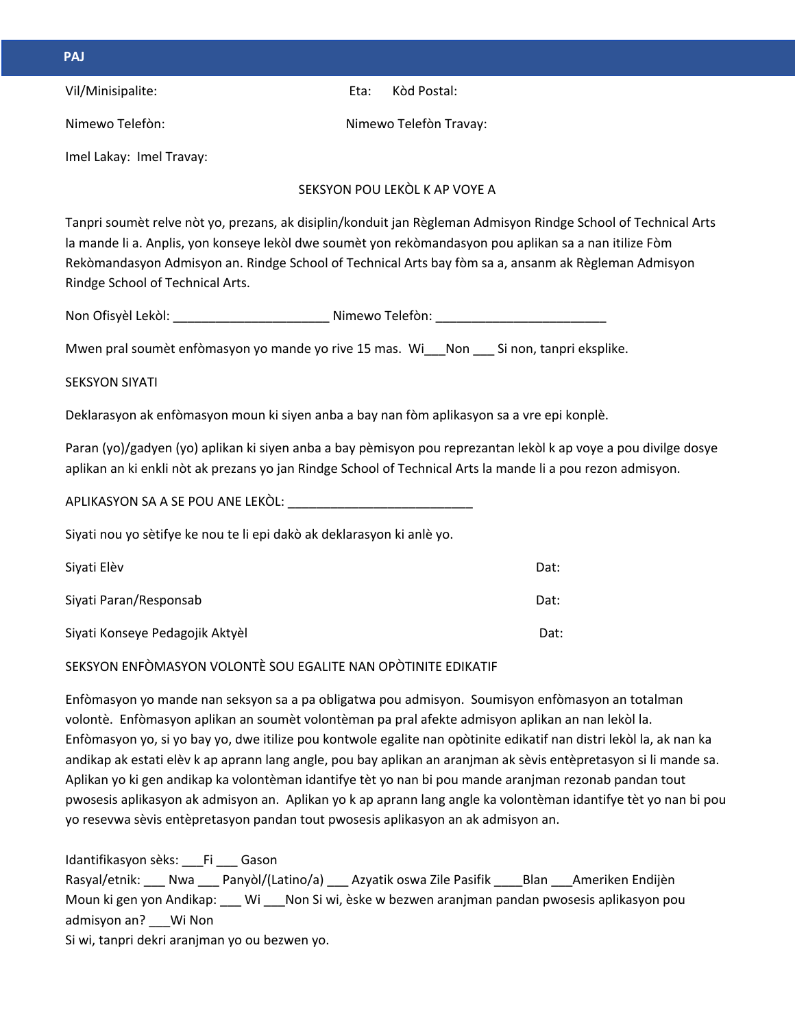**PAJ**

Vil/Minisipalite: Eta: Kòd Postal:

Nimewo Telefòn: Nimewo Telefòn Travay:

Imel Lakay: Imel Travay:

SEKSYON POU LEKÒL K AP VOYE A

Tanpri soumèt relve nòt yo, prezans, ak disiplin/konduit jan Règleman Admisyon Rindge School of Technical Arts la mande li a. Anplis, yon konseye lekòl dwe soumèt yon rekòmandasyon pou aplikan sa a nan itilize Fòm Rekòmandasyon Admisyon an. Rindge School of Technical Arts bay fòm sa a, ansanm ak Règleman Admisyon Rindge School of Technical Arts.

Non Ofisyèl Lekòl: ______________________ Nimewo Telefòn: ________________________

Mwen pral soumèt enfòmasyon yo mande yo rive 15 mas. Wi___Non ___ Si non, tanpri eksplike.

SEKSYON SIYATI

Deklarasyon ak enfòmasyon moun ki siyen anba a bay nan fòm aplikasyon sa a vre epi konplè.

Paran (yo)/gadyen (yo) aplikan ki siyen anba a bay pèmisyon pou reprezantan lekòl k ap voye a pou divilge dosye aplikan an ki enkli nòt ak prezans yo jan Rindge School of Technical Arts la mande li a pou rezon admisyon.

APLIKASYON SA A SE POU ANE LEKÒL: __________________________

Siyati nou yo sètifye ke nou te li epi dakò ak deklarasyon ki anlè yo.

Siyati Elèv Dat:

Siyati Paran/Responsab Dat:

Siyati Konseye Pedagojik Aktyèl Dat:

SEKSYON ENFÒMASYON VOLONTÈ SOU EGALITE NAN OPÒTINITE EDIKATIF

Enfòmasyon yo mande nan seksyon sa a pa obligatwa pou admisyon. Soumisyon enfòmasyon an totalman volontè. Enfòmasyon aplikan an soumèt volontèman pa pral afekte admisyon aplikan an nan lekòl la. Enfòmasyon yo, si yo bay yo, dwe itilize pou kontwole egalite nan opòtinite edikatif nan distri lekòl la, ak nan ka andikap ak estati elèv k ap aprann lang angle, pou bay aplikan an aranjman ak sèvis entèpretasyon si li mande sa. Aplikan yo ki gen andikap ka volontèman idantifye tèt yo nan bi pou mande aranjman rezonab pandan tout pwosesis aplikasyon ak admisyon an. Aplikan yo k ap aprann lang angle ka volontèman idantifye tèt yo nan bi pou yo resevwa sèvis entèpretasyon pandan tout pwosesis aplikasyon an ak admisyon an.

Idantifikasyon sèks: ___Fi ___ Gason  
Rasyal/etnik: ___ Nwa ___ Panyòl/(Latino/a) ___ Azyatik oswa Zile Pasifik ____Blan ___Ameriken Endijèn  
Moun ki gen yon Andikap: ___ Wi ___Non Si wi, èske w bezwen aranjman pandan pwosesis aplikasyon pou admisyon an? ___Wi Non  
Si wi, tanpri dekri aranjman yo ou bezwen yo.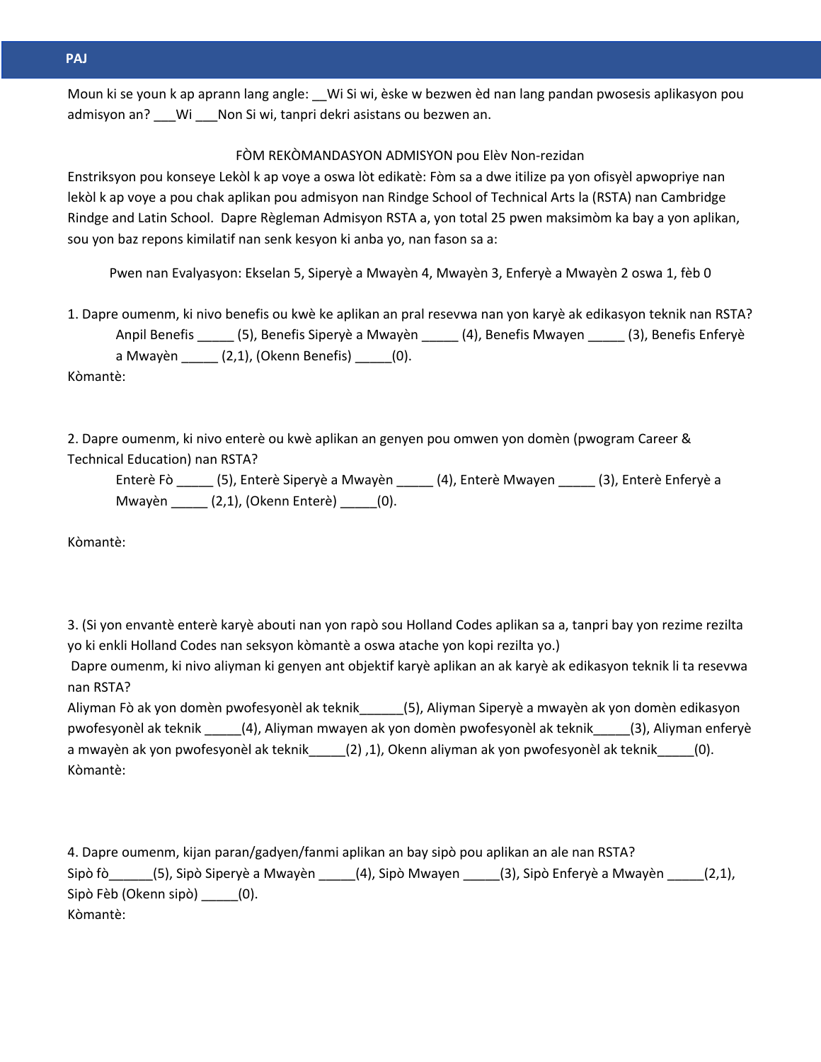Moun ki se youn k ap aprann lang angle: __Wi Si wi, èske w bezwen èd nan lang pandan pwosesis aplikasyon pou admisyon an? ___Wi ___Non Si wi, tanpri dekri asistans ou bezwen an.

FÒM REKÒMANDASYON ADMISYON pou Elèv Non-rezidan

Enstriksyon pou konseye Lekòl k ap voye a oswa lòt edikatè: Fòm sa a dwe itilize pa yon ofisyèl apwopriye nan lekòl k ap voye a pou chak aplikan pou admisyon nan Rindge School of Technical Arts la (RSTA) nan Cambridge Rindge and Latin School. Dapre Règleman Admisyon RSTA a, yon total 25 pwen maksimòm ka bay a yon aplikan, sou yon baz repons kimilatif nan senk kesyon ki anba yo, nan fason sa a:

Pwen nan Evalyasyon: Ekselan 5, Siperyè a Mwayèn 4, Mwayèn 3, Enferyè a Mwayèn 2 oswa 1, fèb 0

1. Dapre oumenm, ki nivo benefis ou kwè ke aplikan an pral resevwa nan yon karyè ak edikasyon teknik nan RSTA?
 Anpil Benefis _____ (5), Benefis Siperyè a Mwayèn _____ (4), Benefis Mwayen _____ (3), Benefis Enferyè a Mwayèn _____ (2,1), (Okenn Benefis) _____(0).

Kòmantè:

2. Dapre oumenm, ki nivo enterè ou kwè aplikan an genyen pou omwen yon domèn (pwogram Career & Technical Education) nan RSTA?
 Enterè Fò _____ (5), Enterè Siperyè a Mwayèn _____ (4), Enterè Mwayen _____ (3), Enterè Enferyè a Mwayèn _____ (2,1), (Okenn Enterè) _____(0).

Kòmantè:

3. (Si yon envantè enterè karyè abouti nan yon rapò sou Holland Codes aplikan sa a, tanpri bay yon rezime rezilta yo ki enkli Holland Codes nan seksyon kòmantè a oswa atache yon kopi rezilta yo.)
 Dapre oumenm, ki nivo aliyman ki genyen ant objektif karyè aplikan an ak karyè ak edikasyon teknik li ta resevwa nan RSTA?
Aliyman Fò ak yon domèn pwofesyonèl ak teknik______(5), Aliyman Siperyè a mwayèn ak yon domèn edikasyon pwofesyonèl ak teknik _____(4), Aliyman mwayen ak yon domèn pwofesyonèl ak teknik_____(3), Aliyman enferyè a mwayèn ak yon pwofesyonèl ak teknik_____(2) ,1), Okenn aliyman ak yon pwofesyonèl ak teknik_____(0).

Kòmantè:

4. Dapre oumenm, kijan paran/gadyen/fanmi aplikan an bay sipò pou aplikan an ale nan RSTA?
Sipò fò______(5), Sipò Siperyè a Mwayèn _____(4), Sipò Mwayen _____(3), Sipò Enferyè a Mwayèn _____(2,1), Sipò Fèb (Okenn sipò) _____(0).

Kòmantè: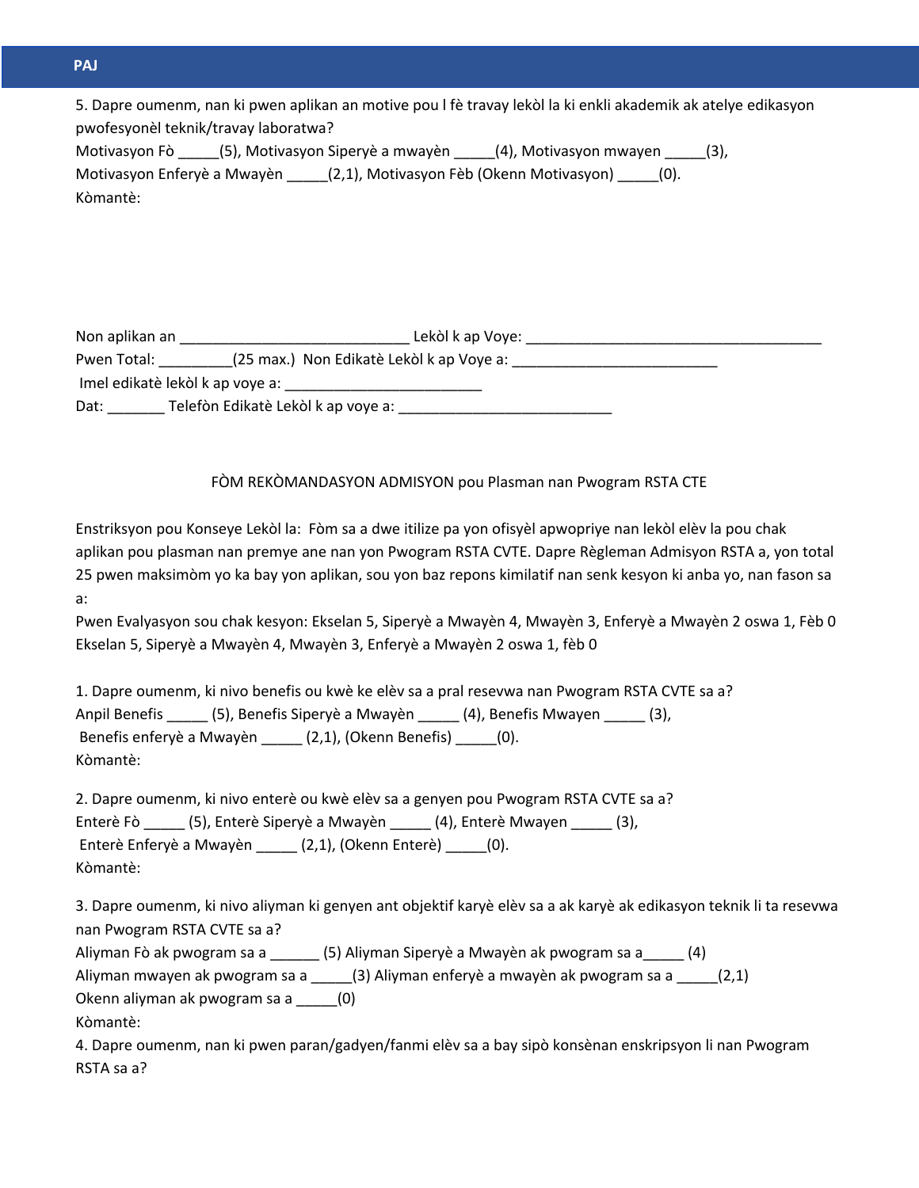5. Dapre oumenm, nan ki pwen aplikan an motive pou l fè travay lekòl la ki enkli akademik ak atelye edikasyon pwofesyonèl teknik/travay laboratwa?

Motivasyon Fò _____(5), Motivasyon Siperyè a mwayèn _____(4), Motivasyon mwayen _____(3), Motivasyon Enferyè a Mwayèn _____(2,1), Motivasyon Fèb (Okenn Motivasyon) _____(0).

Kòmantè:

Non aplikan an _____________________________ Lekòl k ap Voye: _____________________________________

Pwen Total: _________(25 max.) Non Edikatè Lekòl k ap Voye a: __________________________

Imel edikatè lekòl k ap voye a: ________________________

Dat: _______ Telefòn Edikatè Lekòl k ap voye a: ___________________________

FÒM REKÒMANDASYON ADMISYON pou Plasman nan Pwogram RSTA CTE

Enstriksyon pou Konseye Lekòl la: Fòm sa a dwe itilize pa yon ofisyèl apwopriye nan lekòl elèv la pou chak aplikan pou plasman nan premye ane nan yon Pwogram RSTA CVTE. Dapre Règleman Admisyon RSTA a, yon total 25 pwen maksimòm yo ka bay yon aplikan, sou yon baz repons kimilatif nan senk kesyon ki anba yo, nan fason sa a:

Pwen Evalyasyon sou chak kesyon: Ekselan 5, Siperyè a Mwayèn 4, Mwayèn 3, Enferyè a Mwayèn 2 oswa 1, Fèb 0

Ekselan 5, Siperyè a Mwayèn 4, Mwayèn 3, Enferyè a Mwayèn 2 oswa 1, fèb 0

1. Dapre oumenm, ki nivo benefis ou kwè ke elèv sa a pral resevwa nan Pwogram RSTA CVTE sa a?

Anpil Benefis _____ (5), Benefis Siperyè a Mwayèn _____ (4), Benefis Mwayen _____ (3), Benefis enferyè a Mwayèn _____ (2,1), (Okenn Benefis) _____(0).

Kòmantè:

2. Dapre oumenm, ki nivo enterè ou kwè elèv sa a genyen pou Pwogram RSTA CVTE sa a?

Enterè Fò _____ (5), Enterè Siperyè a Mwayèn _____ (4), Enterè Mwayen _____ (3), Enterè Enferyè a Mwayèn _____ (2,1), (Okenn Enterè) _____(0).

Kòmantè:

3. Dapre oumenm, ki nivo aliyman ki genyen ant objektif karyè elèv sa a ak karyè ak edikasyon teknik li ta resevwa nan Pwogram RSTA CVTE sa a?

Aliyman Fò ak pwogram sa a ______ (5) Aliyman Siperyè a Mwayèn ak pwogram sa a_____ (4)
Aliyman mwayen ak pwogram sa a _____(3) Aliyman enferyè a mwayèn ak pwogram sa a _____(2,1)
Okenn aliyman ak pwogram sa a _____(0)

Kòmantè:

4. Dapre oumenm, nan ki pwen paran/gadyen/fanmi elèv sa a bay sipò konsènan enskripsyon li nan Pwogram RSTA sa a?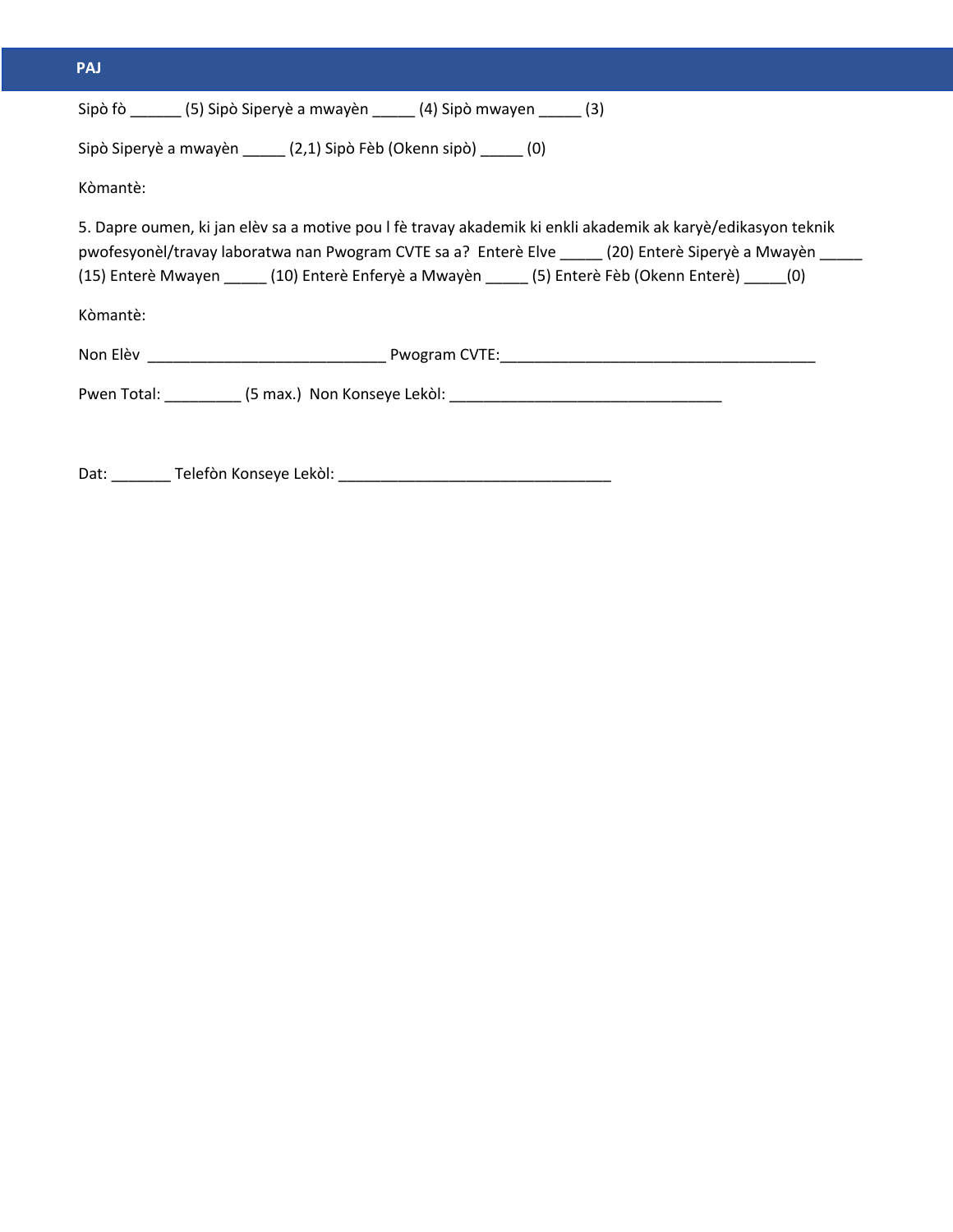**PAJ**

Sipò fò ______ (5) Sipò Siperyè a mwayèn _____ (4) Sipò mwayen _____ (3)

Sipò Siperyè a mwayèn _____ (2,1) Sipò Fèb (Okenn sipò) _____ (0)

Kòmantè:

5. Dapre oumen, ki jan elèv sa a motive pou l fè travay akademik ki enkli akademik ak karyè/edikasyon teknik pwofesyonèl/travay laboratwa nan Pwogram CVTE sa a? Enterè Elve _____ (20) Enterè Siperyè a Mwayèn _____ (15) Enterè Mwayen _____ (10) Enterè Enferyè a Mwayèn _____ (5) Enterè Fèb (Okenn Enterè) _____(0)

Kòmantè:

Non Elèv ____________________________ Pwogram CVTE:_____________________________________

Pwen Total: _________ (5 max.) Non Konseye Lekòl: ________________________________

Dat: _______ Telefòn Konseye Lekòl: ________________________________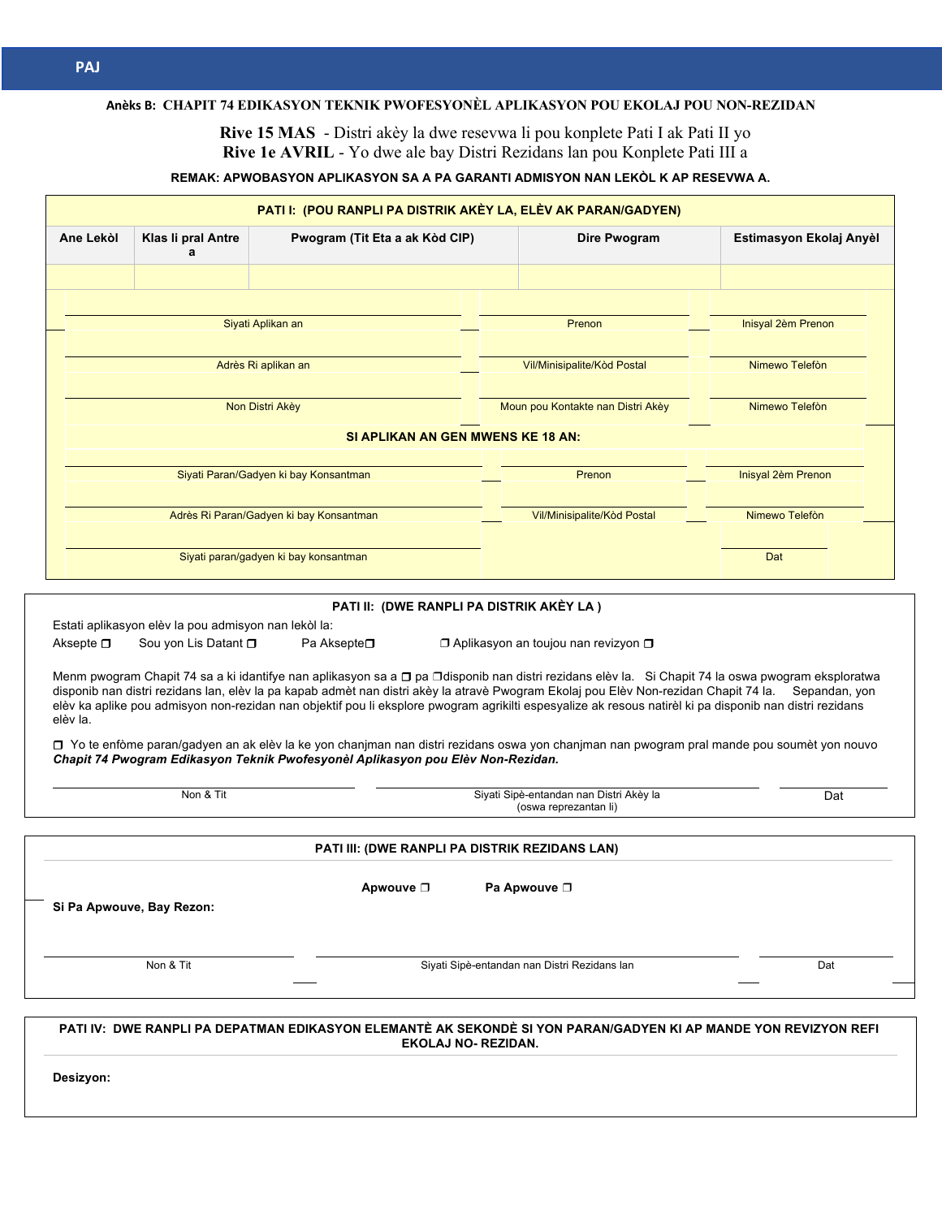Anèks B: CHAPIT 74 EDIKASYON TEKNIK PWOFESYONÈL APLIKASYON POU EKOLAJ POU NON-REZIDAN

**Rive 15 MAS** - Distri akèy la dwe resevwa li pou konplete Pati I ak Pati II yo
**Rive 1e AVRIL** - Yo dwe ale bay Distri Rezidans lan pou Konplete Pati III a

**REMAK: APWOBASYON APLIKASYON SA A PA GARANTI ADMISYON NAN LEKÒL K AP RESEVWA A.**

## PATI I: (POU RANPLI PA DISTRIK AKÈY LA, ELÈV AK PARAN/GADYEN)

| Ane Lekòl | Klas li pral Antre a | Pwogram (Tit Eta a ak Kòd CIP) | Dire Pwogram | Estimasyon Ekolaj Anyèl |
|---|---|---|---|---|
| | | | | |

| | | |
|---|---|---|
| Siyati Aplikan an | Prenon | Inisyal 2èm Prenon |
| Adrès Ri aplikan an | Vil/Minisipalite/Kòd Postal | Nimewo Telefòn |
| Non Distri Akèy | Moun pou Kontakte nan Distri Akèy | Nimewo Telefòn |

**SI APLIKAN AN GEN MWENS KE 18 AN:**

| | | |
|---|---|---|
| Siyati Paran/Gadyen ki bay Konsantman | Prenon | Inisyal 2èm Prenon |
| Adrès Ri Paran/Gadyen ki bay Konsantman | Vil/Minisipalite/Kòd Postal | Nimewo Telefòn |
| Siyati paran/gadyen ki bay konsantman | | Dat |

## PATI II: (DWE RANPLI PA DISTRIK AKÈY LA )

Estati aplikasyon elèv la pou admisyon nan lekòl la:

Aksepte ❒ Sou yon Lis Datant ❒ Pa Aksepte❒ ❒ Aplikasyon an toujou nan revizyon ❒

Menm pwogram Chapit 74 sa a ki idantifye nan aplikasyon sa a ❒ pa ❒disponib nan distri rezidans elèv la. Si Chapit 74 la oswa pwogram eksploratwa disponib nan distri rezidans lan, elèv la pa kapab admèt nan distri akèy la atravè Pwogram Ekolaj pou Elèv Non-rezidan Chapit 74 la. Sepandan, yon elèv ka aplike pou admisyon non-rezidan nan objektif pou li eksplore pwogram agrikilti espesyalize ak resous natirèl ki pa disponib nan distri rezidans elèv la.

❒ Yo te enfòme paran/gadyen an ak elèv la ke yon chanjman nan distri rezidans oswa yon chanjman nan pwogram pral mande pou soumèt yon nouvo ***Chapit 74 Pwogram Edikasyon Teknik Pwofesyonèl Aplikasyon pou Elèv Non-Rezidan.***

| | | |
|---|---|---|
| Non & Tit | Siyati Sipè-entandan nan Distri Akèy la (oswa reprezantan li) | Dat |

## PATI III: (DWE RANPLI PA DISTRIK REZIDANS LAN)

**Apwouve ❒** **Pa Apwouve ❒**

**Si Pa Apwouve, Bay Rezon:**

| | | |
|---|---|---|
| Non & Tit | Siyati Sipè-entandan nan Distri Rezidans lan | Dat |

## PATI IV: DWE RANPLI PA DEPATMAN EDIKASYON ELEMANTÈ AK SEKONDÈ SI YON PARAN/GADYEN KI AP MANDE YON REVIZYON REFI EKOLAJ NO- REZIDAN.

**Desizyon:**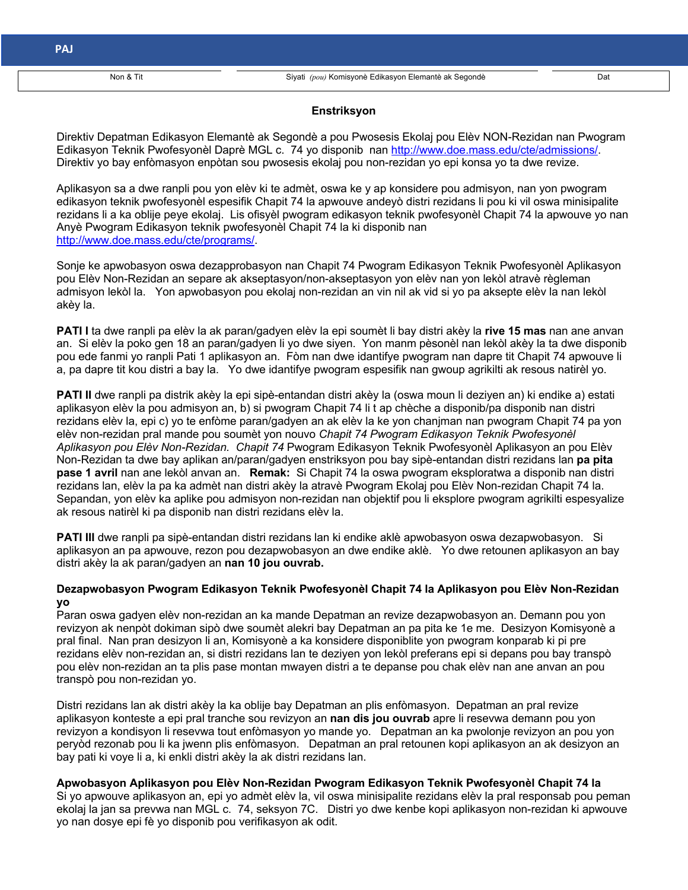**PAJ**

| Non & Tit | Siyati *(pou)* Komisyonè Edikasyon Elemantè ak Segondè | Dat |
|---|---|---|

**Enstriksyon**

Direktiv Depatman Edikasyon Elemantè ak Segondè a pou Pwosesis Ekolaj pou Elèv NON-Rezidan nan Pwogram Edikasyon Teknik Pwofesyonèl Daprè MGL c. 74 yo disponib nan http://www.doe.mass.edu/cte/admissions/. Direktiv yo bay enfòmasyon enpòtan sou pwosesis ekolaj pou non-rezidan yo epi konsa yo ta dwe revize.

Aplikasyon sa a dwe ranpli pou yon elèv ki te admèt, oswa ke y ap konsidere pou admisyon, nan yon pwogram edikasyon teknik pwofesyonèl espesifik Chapit 74 la apwouve andeyò distri rezidans li pou ki vil oswa minisipalite rezidans li a ka oblije peye ekolaj. Lis ofisyèl pwogram edikasyon teknik pwofesyonèl Chapit 74 la apwouve yo nan Anyè Pwogram Edikasyon teknik pwofesyonèl Chapit 74 la ki disponib nan http://www.doe.mass.edu/cte/programs/.

Sonje ke apwobasyon oswa dezapprobasyon nan Chapit 74 Pwogram Edikasyon Teknik Pwofesyonèl Aplikasyon pou Elèv Non-Rezidan an separe ak akseptasyon/non-akseptasyon yon elèv nan yon lekòl atravè règleman admisyon lekòl la. Yon apwobasyon pou ekolaj non-rezidan an vin nil ak vid si yo pa aksepte elèv la nan lekòl akèy la.

**PATI I** ta dwe ranpli pa elèv la ak paran/gadyen elèv la epi soumèt li bay distri akèy la **rive 15 mas** nan ane anvan an. Si elèv la poko gen 18 an paran/gadyen li yo dwe siyen. Yon manm pèsonèl nan lekòl akèy la ta dwe disponib pou ede fanmi yo ranpli Pati 1 aplikasyon an. Fòm nan dwe idantifye pwogram nan dapre tit Chapit 74 apwouve li a, pa dapre tit kou distri a bay la. Yo dwe idantifye pwogram espesifik nan gwoup agrikilti ak resous natirèl yo.

**PATI II** dwe ranpli pa distrik akèy la epi sipè-entandan distri akèy la (oswa moun li deziyen an) ki endike a) estati aplikasyon elèv la pou admisyon an, b) si pwogram Chapit 74 li t ap chèche a disponib/pa disponib nan distri rezidans elèv la, epi c) yo te enfòme paran/gadyen an ak elèv la ke yon chanjman nan pwogram Chapit 74 pa yon elèv non-rezidan pral mande pou soumèt yon nouvo *Chapit 74 Pwogram Edikasyon Teknik Pwofesyonèl Aplikasyon pou Elèv Non-Rezidan. Chapit 74* Pwogram Edikasyon Teknik Pwofesyonèl Aplikasyon an pou Elèv Non-Rezidan ta dwe bay aplikan an/paran/gadyen enstriksyon pou bay sipè-entandan distri rezidans lan **pa pita pase 1 avril** nan ane lekòl anvan an. **Remak:** Si Chapit 74 la oswa pwogram eksploratwa a disponib nan distri rezidans lan, elèv la pa ka admèt nan distri akèy la atravè Pwogram Ekolaj pou Elèv Non-rezidan Chapit 74 la. Sepandan, yon elèv ka aplike pou admisyon non-rezidan nan objektif pou li eksplore pwogram agrikilti espesyalize ak resous natirèl ki pa disponib nan distri rezidans elèv la.

**PATI III** dwe ranpli pa sipè-entandan distri rezidans lan ki endike aklè apwobasyon oswa dezapwobasyon. Si aplikasyon an pa apwouve, rezon pou dezapwobasyon an dwe endike aklè. Yo dwe retounen aplikasyon an bay distri akèy la ak paran/gadyen an **nan 10 jou ouvrab.**

**Dezapwobasyon Pwogram Edikasyon Teknik Pwofesyonèl Chapit 74 la Aplikasyon pou Elèv Non-Rezidan yo**

Paran oswa gadyen elèv non-rezidan an ka mande Depatman an revize dezapwobasyon an. Demann pou yon revizyon ak nenpòt dokiman sipò dwe soumèt alekri bay Depatman an pa pita ke 1e me. Desizyon Komisyonè a pral final. Nan pran desizyon li an, Komisyonè a ka konsidere disponiblite yon pwogram konparab ki pi pre rezidans elèv non-rezidan an, si distri rezidans lan te deziyen yon lekòl preferans epi si depans pou bay transpò pou elèv non-rezidan an ta plis pase montan mwayen distri a te depanse pou chak elèv nan ane anvan an pou transpò pou non-rezidan yo.

Distri rezidans lan ak distri akèy la ka oblije bay Depatman an plis enfòmasyon. Depatman an pral revize aplikasyon konteste a epi pral tranche sou revizyon an **nan dis jou ouvrab** apre li resevwa demann pou yon revizyon a kondisyon li resevwa tout enfòmasyon yo mande yo. Depatman an ka pwolonje revizyon an pou yon peryòd rezonab pou li ka jwenn plis enfòmasyon. Depatman an pral retounen kopi aplikasyon an ak desizyon an bay pati ki voye li a, ki enkli distri akèy la ak distri rezidans lan.

**Apwobasyon Aplikasyon pou Elèv Non-Rezidan Pwogram Edikasyon Teknik Pwofesyonèl Chapit 74 la**

Si yo apwouve aplikasyon an, epi yo admèt elèv la, vil oswa minisipalite rezidans elèv la pral responsab pou peman ekolaj la jan sa prevwa nan MGL c. 74, seksyon 7C. Distri yo dwe kenbe kopi aplikasyon non-rezidan ki apwouve yo nan dosye epi fè yo disponib pou verifikasyon ak odit.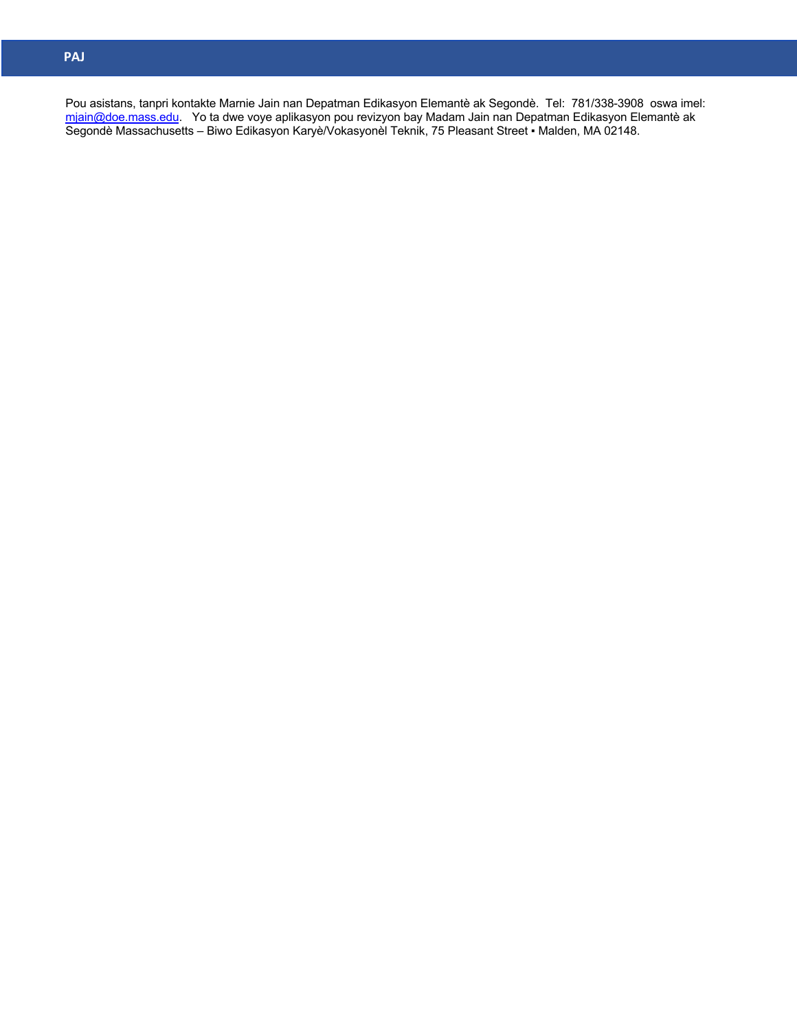## PAJ

Pou asistans, tanpri kontakte Marnie Jain nan Depatman Edikasyon Elemantè ak Segondè. Tel: 781/338-3908 oswa imel: mjain@doe.mass.edu. Yo ta dwe voye aplikasyon pou revizyon bay Madam Jain nan Depatman Edikasyon Elemantè ak Segondè Massachusetts – Biwo Edikasyon Karyè/Vokasyonèl Teknik, 75 Pleasant Street ▪ Malden, MA 02148.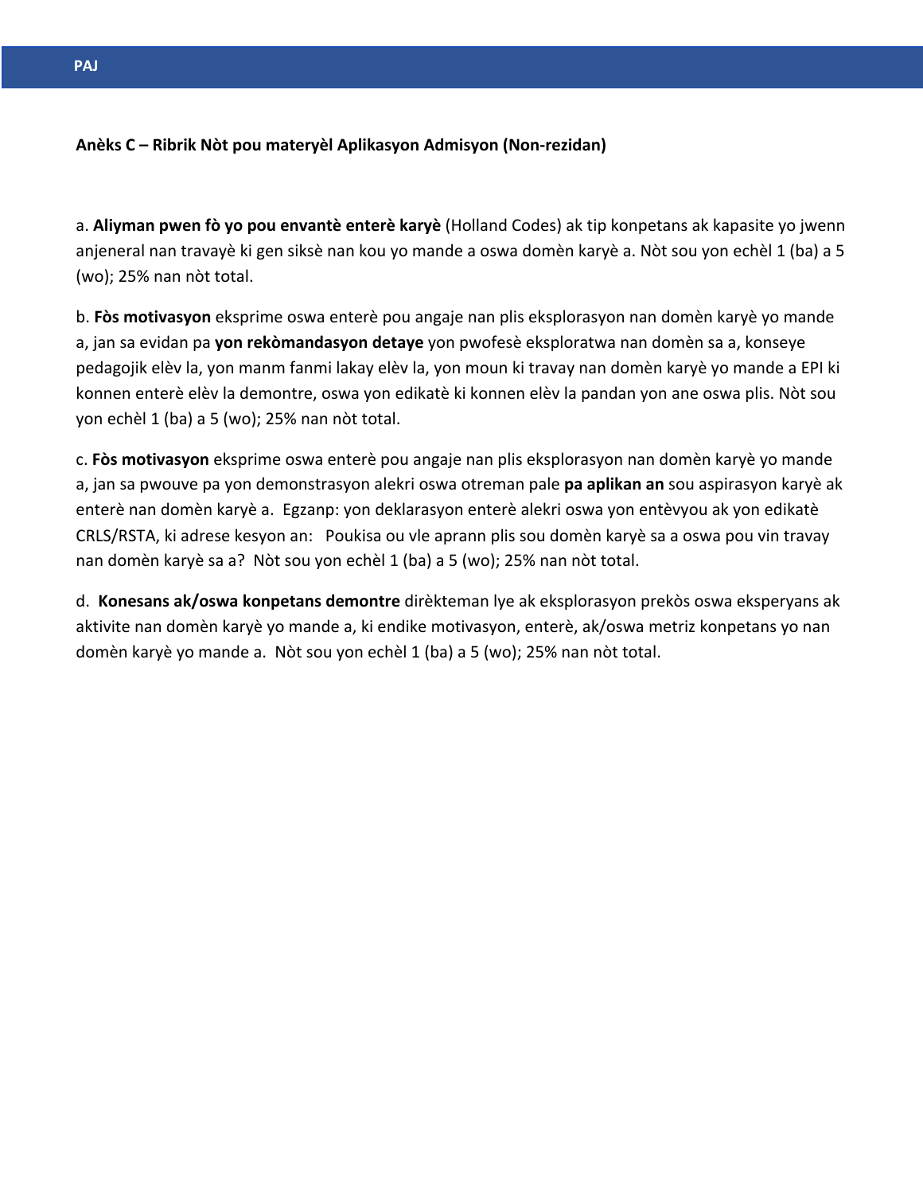**Anèks C – Ribrik Nòt pou materyèl Aplikasyon Admisyon (Non-rezidan)**

a. **Aliyman pwen fò yo pou envantè enterè karyè** (Holland Codes) ak tip konpetans ak kapasite yo jwenn anjeneral nan travayè ki gen siksè nan kou yo mande a oswa domèn karyè a. Nòt sou yon echèl 1 (ba) a 5 (wo); 25% nan nòt total.

b. **Fòs motivasyon** eksprime oswa enterè pou angaje nan plis eksplorasyon nan domèn karyè yo mande a, jan sa evidan pa **yon rekòmandasyon detaye** yon pwofesè eksploratwa nan domèn sa a, konseye pedagojik elèv la, yon manm fanmi lakay elèv la, yon moun ki travay nan domèn karyè yo mande a EPI ki konnen enterè elèv la demontre, oswa yon edikatè ki konnen elèv la pandan yon ane oswa plis. Nòt sou yon echèl 1 (ba) a 5 (wo); 25% nan nòt total.

c. **Fòs motivasyon** eksprime oswa enterè pou angaje nan plis eksplorasyon nan domèn karyè yo mande a, jan sa pwouve pa yon demonstrasyon alekri oswa otreman pale **pa aplikan an** sou aspirasyon karyè ak enterè nan domèn karyè a. Egzanp: yon deklarasyon enterè alekri oswa yon entèvyou ak yon edikatè CRLS/RSTA, ki adrese kesyon an: Poukisa ou vle aprann plis sou domèn karyè sa a oswa pou vin travay nan domèn karyè sa a? Nòt sou yon echèl 1 (ba) a 5 (wo); 25% nan nòt total.

d. **Konesans ak/oswa konpetans demontre** dirèkteman lye ak eksplorasyon prekòs oswa eksperyans ak aktivite nan domèn karyè yo mande a, ki endike motivasyon, enterè, ak/oswa metriz konpetans yo nan domèn karyè yo mande a. Nòt sou yon echèl 1 (ba) a 5 (wo); 25% nan nòt total.